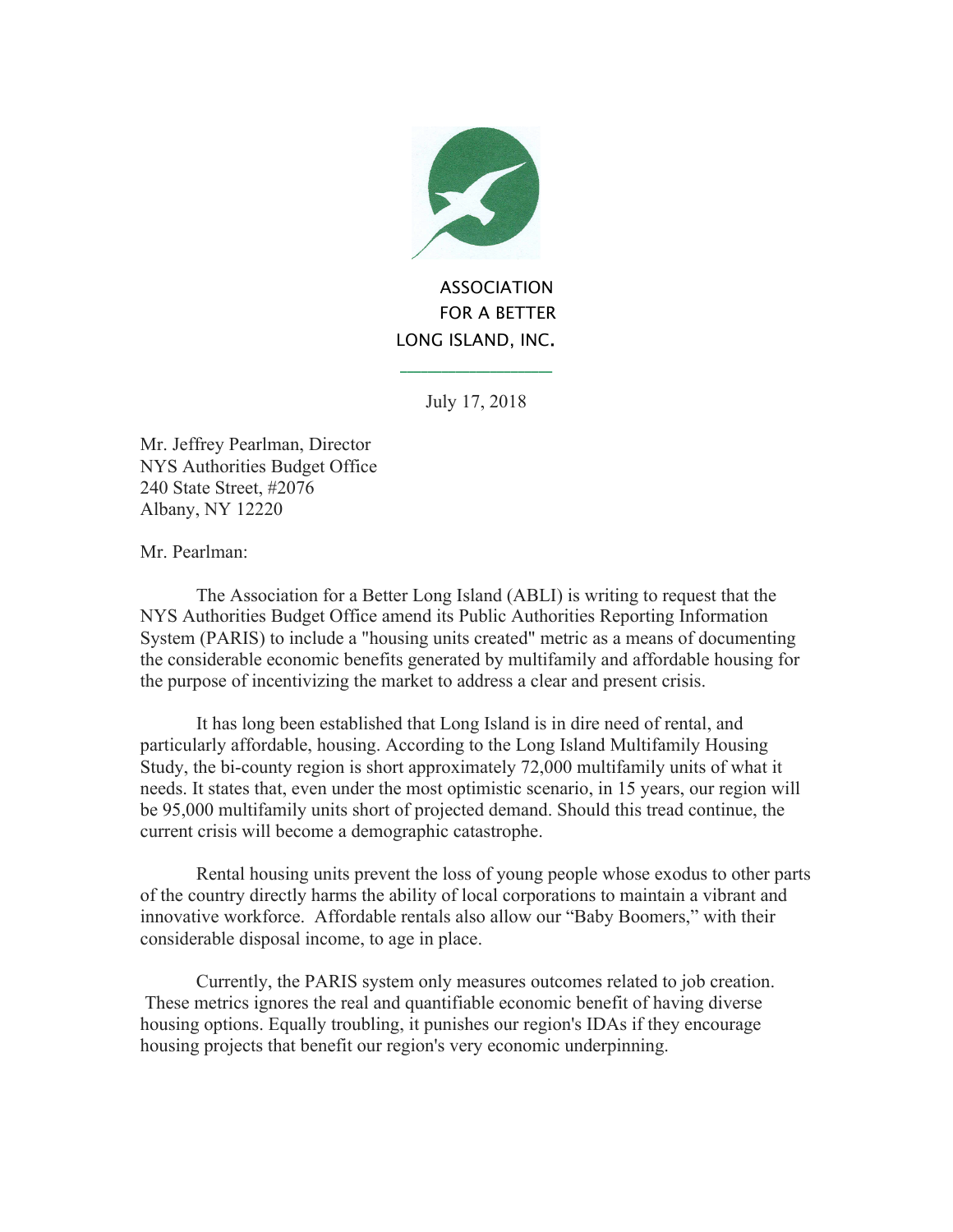ASSOCIATION
FOR A BETTER
LONG ISLAND, INC.

July 17, 2018

Mr. Jeffrey Pearlman, Director
NYS Authorities Budget Office
240 State Street, #2076
Albany, NY 12220

Mr. Pearlman:

The Association for a Better Long Island (ABLI) is writing to request that the NYS Authorities Budget Office amend its Public Authorities Reporting Information System (PARIS) to include a "housing units created" metric as a means of documenting the considerable economic benefits generated by multifamily and affordable housing for the purpose of incentivizing the market to address a clear and present crisis.

It has long been established that Long Island is in dire need of rental, and particularly affordable, housing. According to the Long Island Multifamily Housing Study, the bi-county region is short approximately 72,000 multifamily units of what it needs. It states that, even under the most optimistic scenario, in 15 years, our region will be 95,000 multifamily units short of projected demand. Should this tread continue, the current crisis will become a demographic catastrophe.

Rental housing units prevent the loss of young people whose exodus to other parts of the country directly harms the ability of local corporations to maintain a vibrant and innovative workforce. Affordable rentals also allow our "Baby Boomers," with their considerable disposal income, to age in place.

Currently, the PARIS system only measures outcomes related to job creation. These metrics ignores the real and quantifiable economic benefit of having diverse housing options. Equally troubling, it punishes our region's IDAs if they encourage housing projects that benefit our region's very economic underpinning.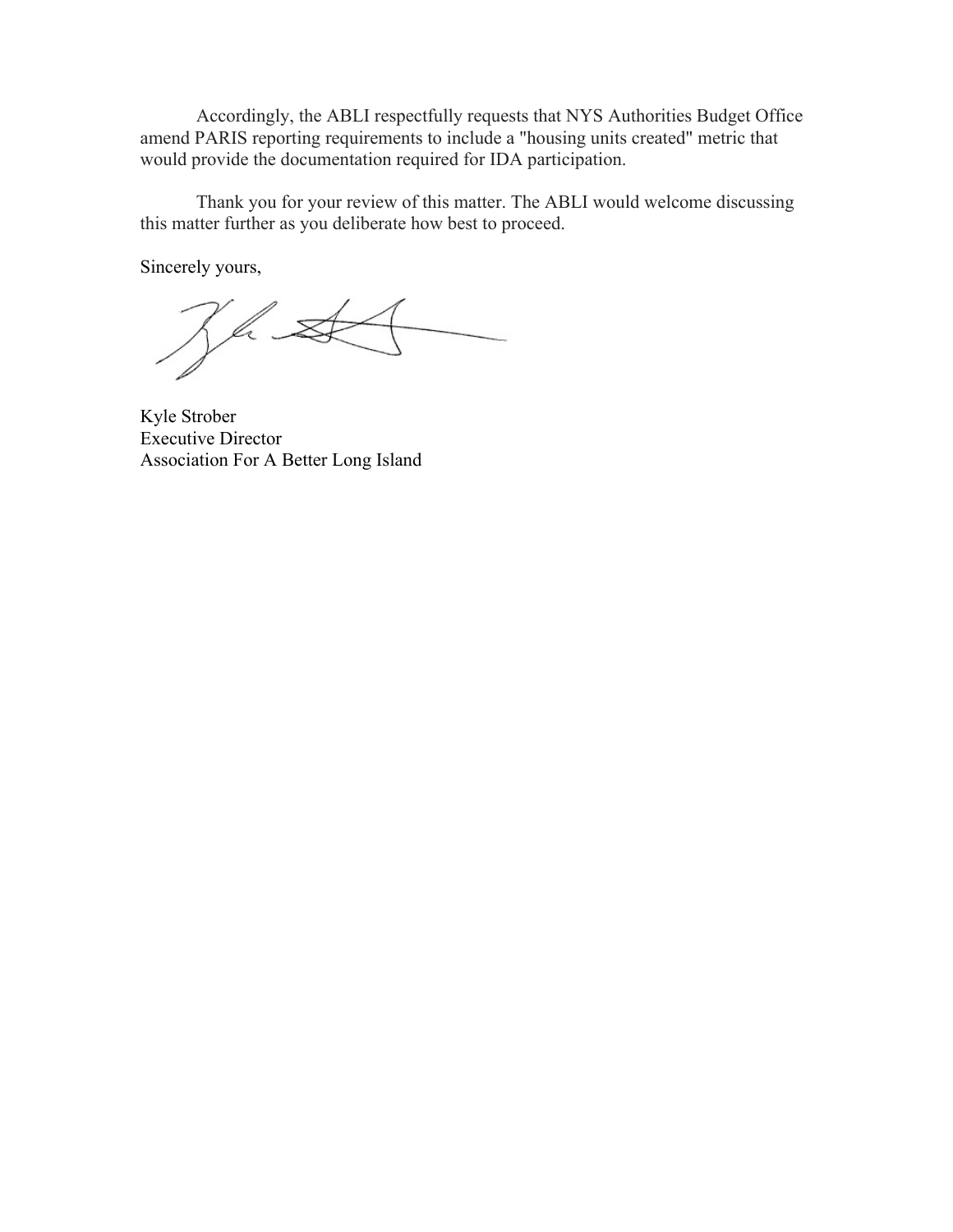Accordingly, the ABLI respectfully requests that NYS Authorities Budget Office amend PARIS reporting requirements to include a "housing units created" metric that would provide the documentation required for IDA participation.

Thank you for your review of this matter. The ABLI would welcome discussing this matter further as you deliberate how best to proceed.

Sincerely yours,

Kyle Strober
Executive Director
Association For A Better Long Island